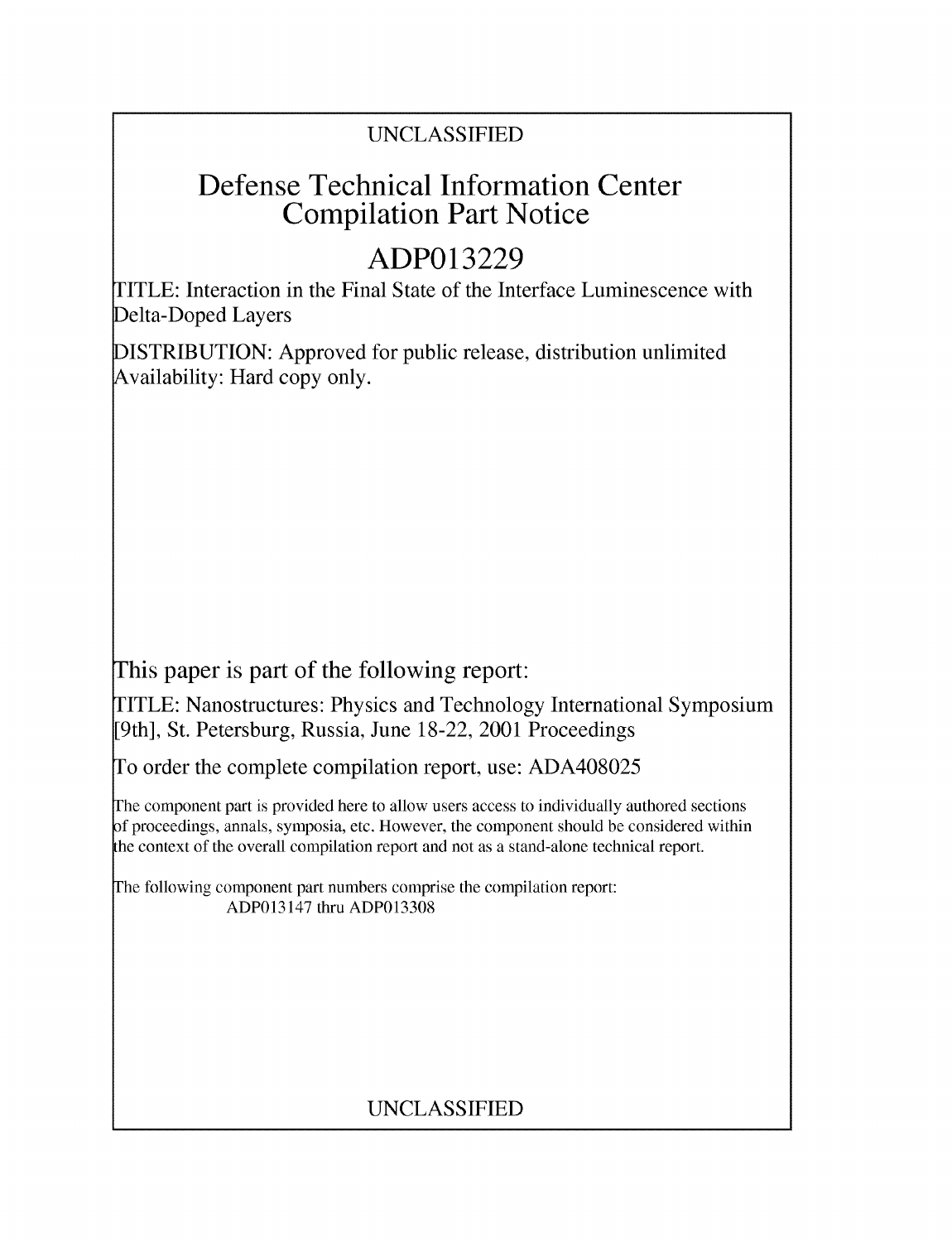UNCLASSIFIED

# Defense Technical Information Center Compilation Part Notice

## ADP013229

TITLE: Interaction in the Final State of the Interface Luminescence with Delta-Doped Layers

DISTRIBUTION: Approved for public release, distribution unlimited
Availability: Hard copy only.

This paper is part of the following report:

TITLE: Nanostructures: Physics and Technology International Symposium [9th], St. Petersburg, Russia, June 18-22, 2001 Proceedings

To order the complete compilation report, use: ADA408025

The component part is provided here to allow users access to individually authored sections of proceedings, annals, symposia, etc. However, the component should be considered within the context of the overall compilation report and not as a stand-alone technical report.

The following component part numbers comprise the compilation report:
ADP013147 thru ADP013308

UNCLASSIFIED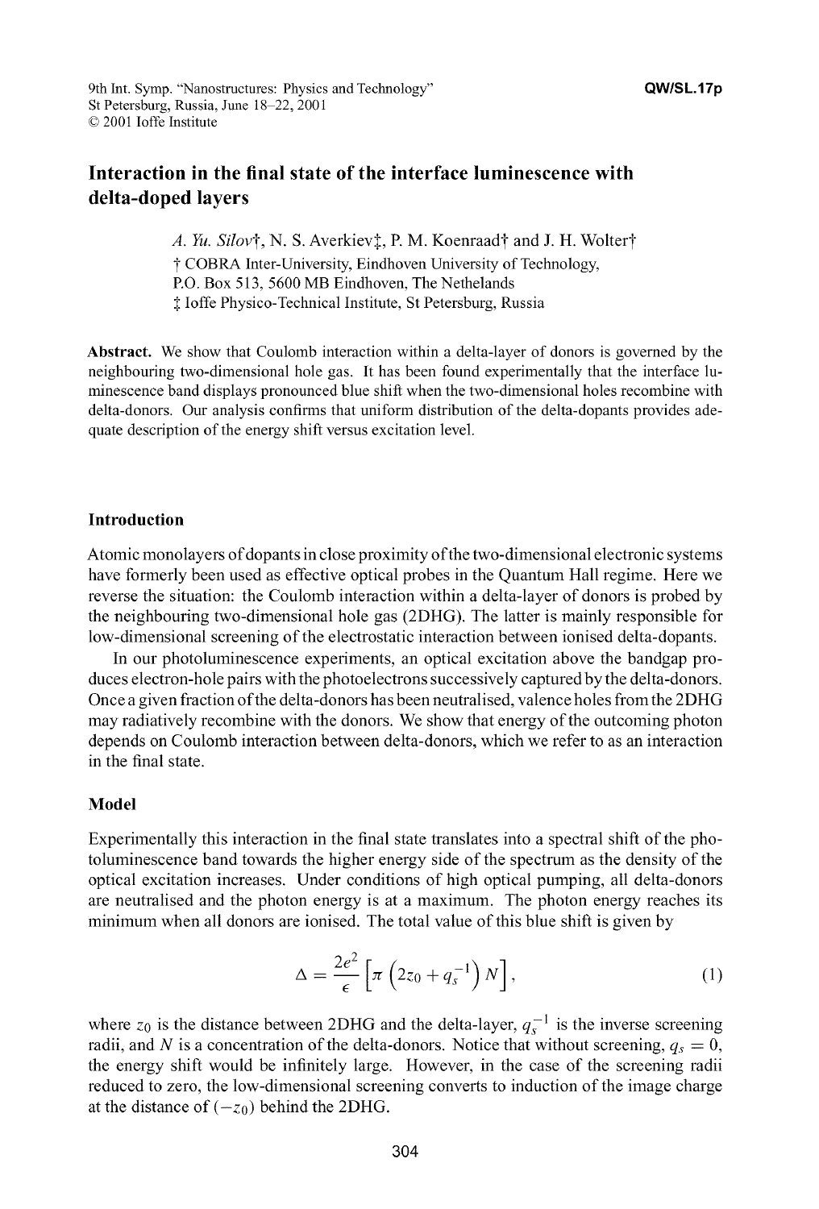# Interaction in the final state of the interface luminescence with delta-doped layers

*A. Yu. Silov*†, N. S. Averkiev‡, P. M. Koenraad† and J. H. Wolter†

† COBRA Inter-University, Eindhoven University of Technology, P.O. Box 513, 5600 MB Eindhoven, The Netherlands

‡ Ioffe Physico-Technical Institute, St Petersburg, Russia

**Abstract.** We show that Coulomb interaction within a delta-layer of donors is governed by the neighbouring two-dimensional hole gas. It has been found experimentally that the interface luminescence band displays pronounced blue shift when the two-dimensional holes recombine with delta-donors. Our analysis confirms that uniform distribution of the delta-dopants provides adequate description of the energy shift versus excitation level.

## Introduction

Atomic monolayers of dopants in close proximity of the two-dimensional electronic systems have formerly been used as effective optical probes in the Quantum Hall regime. Here we reverse the situation: the Coulomb interaction within a delta-layer of donors is probed by the neighbouring two-dimensional hole gas (2DHG). The latter is mainly responsible for low-dimensional screening of the electrostatic interaction between ionised delta-dopants.

In our photoluminescence experiments, an optical excitation above the bandgap produces electron-hole pairs with the photoelectrons successively captured by the delta-donors. Once a given fraction of the delta-donors has been neutralised, valence holes from the 2DHG may radiatively recombine with the donors. We show that energy of the outcoming photon depends on Coulomb interaction between delta-donors, which we refer to as an interaction in the final state.

## Model

Experimentally this interaction in the final state translates into a spectral shift of the photoluminescence band towards the higher energy side of the spectrum as the density of the optical excitation increases. Under conditions of high optical pumping, all delta-donors are neutralised and the photon energy is at a maximum. The photon energy reaches its minimum when all donors are ionised. The total value of this blue shift is given by

$$\Delta = \frac{2e^2}{\epsilon}\left[\pi\left(2z_0 + q_s^{-1}\right)N\right], \qquad (1)$$

where $z_0$ is the distance between 2DHG and the delta-layer, $q_s^{-1}$ is the inverse screening radii, and $N$ is a concentration of the delta-donors. Notice that without screening, $q_s = 0$, the energy shift would be infinitely large. However, in the case of the screening radii reduced to zero, the low-dimensional screening converts to induction of the image charge at the distance of $(-z_0)$ behind the 2DHG.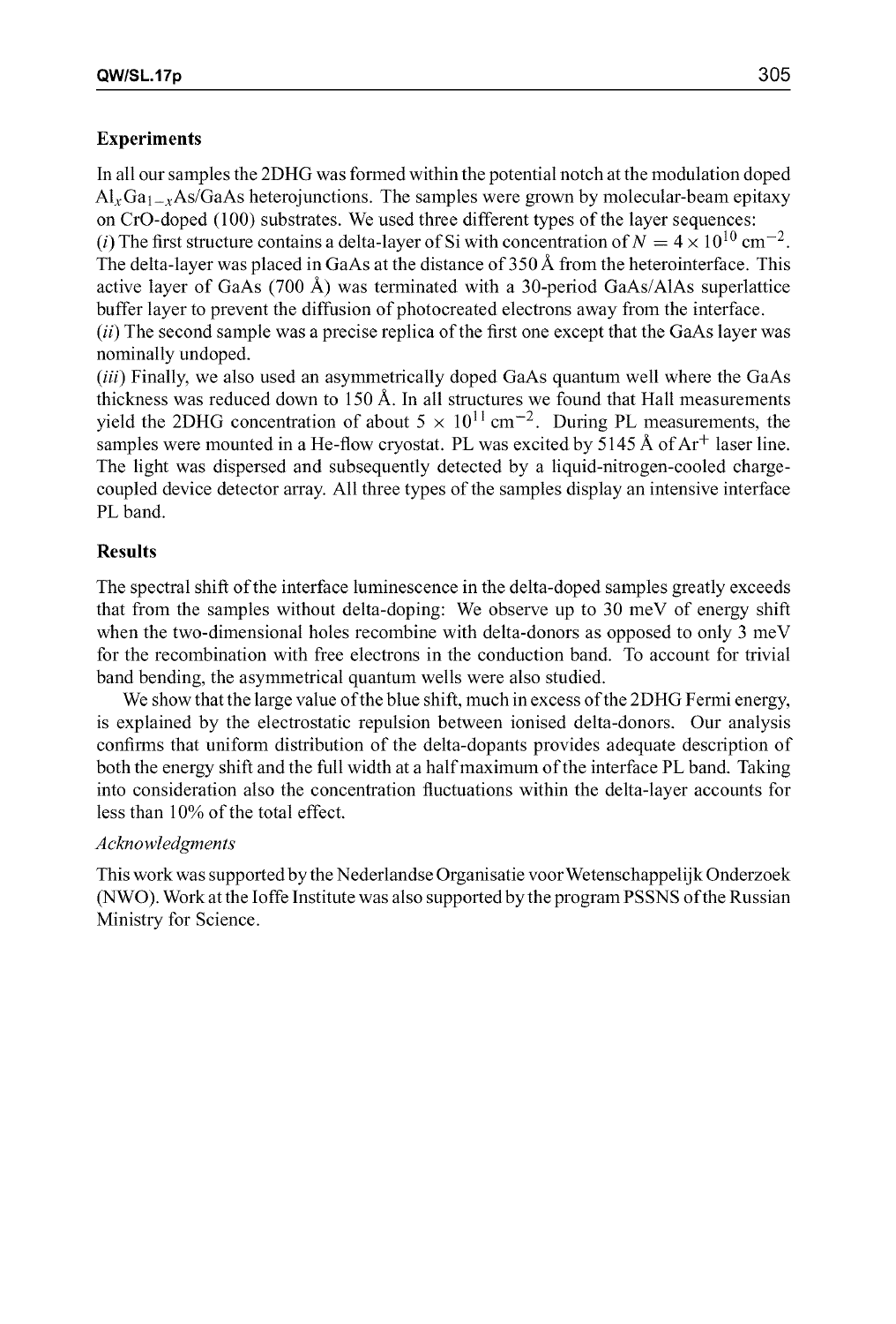## Experiments

In all our samples the 2DHG was formed within the potential notch at the modulation doped $Al_xGa_{1-x}As/GaAs$ heterojunctions. The samples were grown by molecular-beam epitaxy on CrO-doped (100) substrates. We used three different types of the layer sequences:

(*i*) The first structure contains a delta-layer of Si with concentration of $N = 4 \times 10^{10}$ cm$^{-2}$. The delta-layer was placed in GaAs at the distance of 350 Å from the heterointerface. This active layer of GaAs (700 Å) was terminated with a 30-period GaAs/AlAs superlattice buffer layer to prevent the diffusion of photocreated electrons away from the interface.

(*ii*) The second sample was a precise replica of the first one except that the GaAs layer was nominally undoped.

(*iii*) Finally, we also used an asymmetrically doped GaAs quantum well where the GaAs thickness was reduced down to 150 Å. In all structures we found that Hall measurements yield the 2DHG concentration of about $5 \times 10^{11}$ cm$^{-2}$. During PL measurements, the samples were mounted in a He-flow cryostat. PL was excited by 5145 Å of $Ar^+$ laser line. The light was dispersed and subsequently detected by a liquid-nitrogen-cooled charge-coupled device detector array. All three types of the samples display an intensive interface PL band.

## Results

The spectral shift of the interface luminescence in the delta-doped samples greatly exceeds that from the samples without delta-doping: We observe up to 30 meV of energy shift when the two-dimensional holes recombine with delta-donors as opposed to only 3 meV for the recombination with free electrons in the conduction band. To account for trivial band bending, the asymmetrical quantum wells were also studied.

We show that the large value of the blue shift, much in excess of the 2DHG Fermi energy, is explained by the electrostatic repulsion between ionised delta-donors. Our analysis confirms that uniform distribution of the delta-dopants provides adequate description of both the energy shift and the full width at a half maximum of the interface PL band. Taking into consideration also the concentration fluctuations within the delta-layer accounts for less than 10% of the total effect.

### *Acknowledgments*

This work was supported by the Nederlandse Organisatie voor Wetenschappelijk Onderzoek (NWO). Work at the Ioffe Institute was also supported by the program PSSNS of the Russian Ministry for Science.